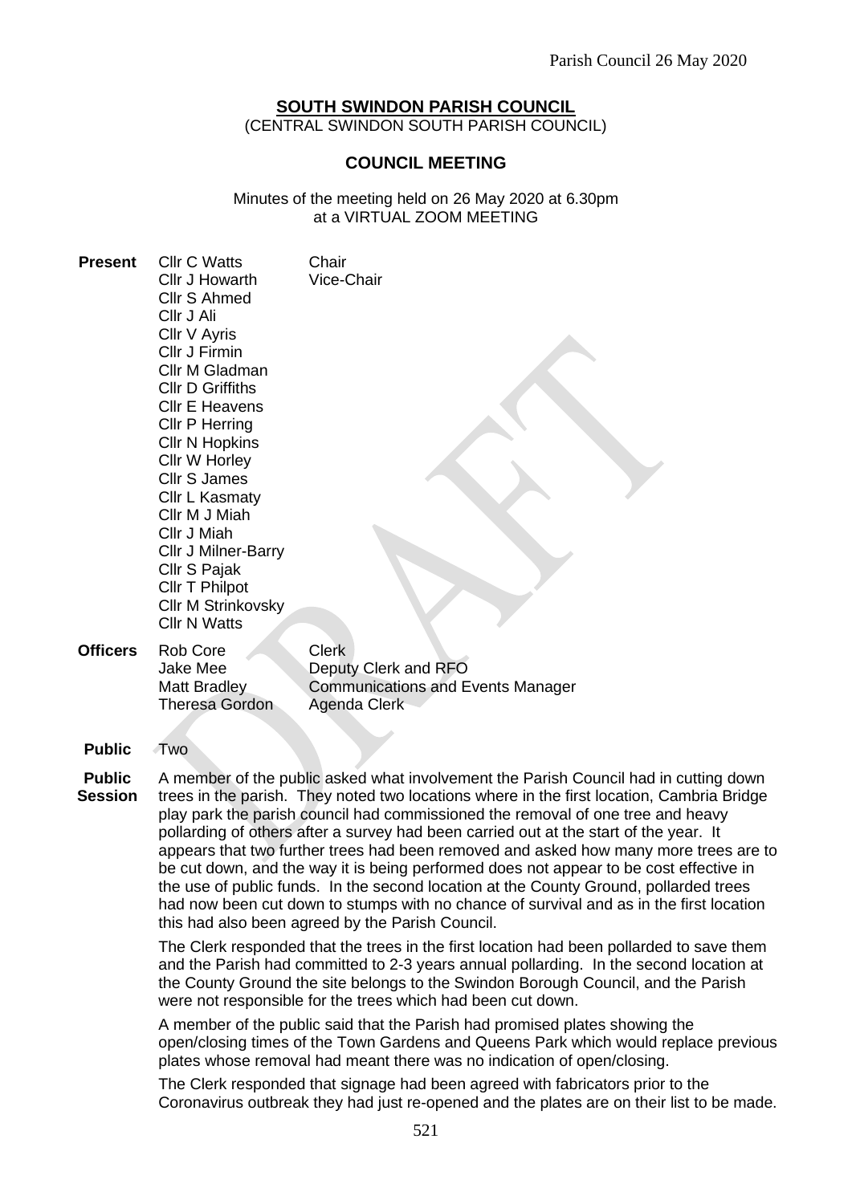# SOUTH SWINDON PARISH COUNCIL

(CENTRAL SWINDON SOUTH PARISH COUNCIL)

## COUNCIL MEETING

Minutes of the meeting held on 26 May 2020 at 6.30pm
at a VIRTUAL ZOOM MEETING

**Present**

| | |
|---|---|
| Cllr C Watts | Chair |
| Cllr J Howarth | Vice-Chair |
| Cllr S Ahmed | |
| Cllr J Ali | |
| Cllr V Ayris | |
| Cllr J Firmin | |
| Cllr M Gladman | |
| Cllr D Griffiths | |
| Cllr E Heavens | |
| Cllr P Herring | |
| Cllr N Hopkins | |
| Cllr W Horley | |
| Cllr S James | |
| Cllr L Kasmaty | |
| Cllr M J Miah | |
| Cllr J Miah | |
| Cllr J Milner-Barry | |
| Cllr S Pajak | |
| Cllr T Philpot | |
| Cllr M Strinkovsky | |
| Cllr N Watts | |

**Officers**

| | |
|---|---|
| Rob Core | Clerk |
| Jake Mee | Deputy Clerk and RFO |
| Matt Bradley | Communications and Events Manager |
| Theresa Gordon | Agenda Clerk |

**Public** Two

**Public Session**

A member of the public asked what involvement the Parish Council had in cutting down trees in the parish. They noted two locations where in the first location, Cambria Bridge play park the parish council had commissioned the removal of one tree and heavy pollarding of others after a survey had been carried out at the start of the year. It appears that two further trees had been removed and asked how many more trees are to be cut down, and the way it is being performed does not appear to be cost effective in the use of public funds. In the second location at the County Ground, pollarded trees had now been cut down to stumps with no chance of survival and as in the first location this had also been agreed by the Parish Council.

The Clerk responded that the trees in the first location had been pollarded to save them and the Parish had committed to 2-3 years annual pollarding. In the second location at the County Ground the site belongs to the Swindon Borough Council, and the Parish were not responsible for the trees which had been cut down.

A member of the public said that the Parish had promised plates showing the open/closing times of the Town Gardens and Queens Park which would replace previous plates whose removal had meant there was no indication of open/closing.

The Clerk responded that signage had been agreed with fabricators prior to the Coronavirus outbreak they had just re-opened and the plates are on their list to be made.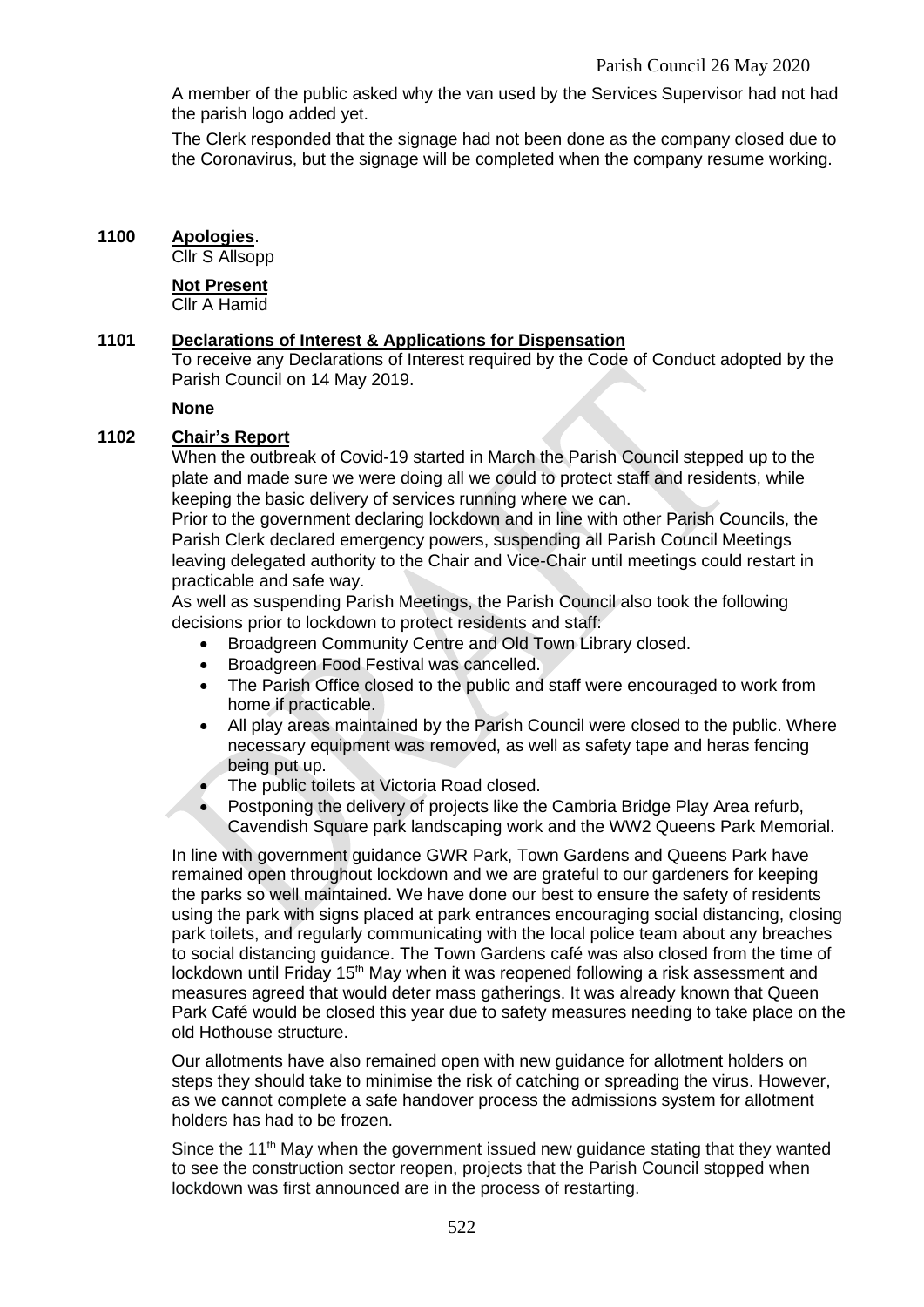A member of the public asked why the van used by the Services Supervisor had not had the parish logo added yet.

The Clerk responded that the signage had not been done as the company closed due to the Coronavirus, but the signage will be completed when the company resume working.

**1100 Apologies.**

Cllr S Allsopp

**Not Present**

Cllr A Hamid

**1101 Declarations of Interest & Applications for Dispensation**

To receive any Declarations of Interest required by the Code of Conduct adopted by the Parish Council on 14 May 2019.

**None**

**1102 Chair's Report**

When the outbreak of Covid-19 started in March the Parish Council stepped up to the plate and made sure we were doing all we could to protect staff and residents, while keeping the basic delivery of services running where we can.

Prior to the government declaring lockdown and in line with other Parish Councils, the Parish Clerk declared emergency powers, suspending all Parish Council Meetings leaving delegated authority to the Chair and Vice-Chair until meetings could restart in practicable and safe way.

As well as suspending Parish Meetings, the Parish Council also took the following decisions prior to lockdown to protect residents and staff:

- Broadgreen Community Centre and Old Town Library closed.
- Broadgreen Food Festival was cancelled.
- The Parish Office closed to the public and staff were encouraged to work from home if practicable.
- All play areas maintained by the Parish Council were closed to the public. Where necessary equipment was removed, as well as safety tape and heras fencing being put up.
- The public toilets at Victoria Road closed.
- Postponing the delivery of projects like the Cambria Bridge Play Area refurb, Cavendish Square park landscaping work and the WW2 Queens Park Memorial.

In line with government guidance GWR Park, Town Gardens and Queens Park have remained open throughout lockdown and we are grateful to our gardeners for keeping the parks so well maintained. We have done our best to ensure the safety of residents using the park with signs placed at park entrances encouraging social distancing, closing park toilets, and regularly communicating with the local police team about any breaches to social distancing guidance. The Town Gardens café was also closed from the time of lockdown until Friday 15th May when it was reopened following a risk assessment and measures agreed that would deter mass gatherings. It was already known that Queen Park Café would be closed this year due to safety measures needing to take place on the old Hothouse structure.

Our allotments have also remained open with new guidance for allotment holders on steps they should take to minimise the risk of catching or spreading the virus. However, as we cannot complete a safe handover process the admissions system for allotment holders has had to be frozen.

Since the 11th May when the government issued new guidance stating that they wanted to see the construction sector reopen, projects that the Parish Council stopped when lockdown was first announced are in the process of restarting.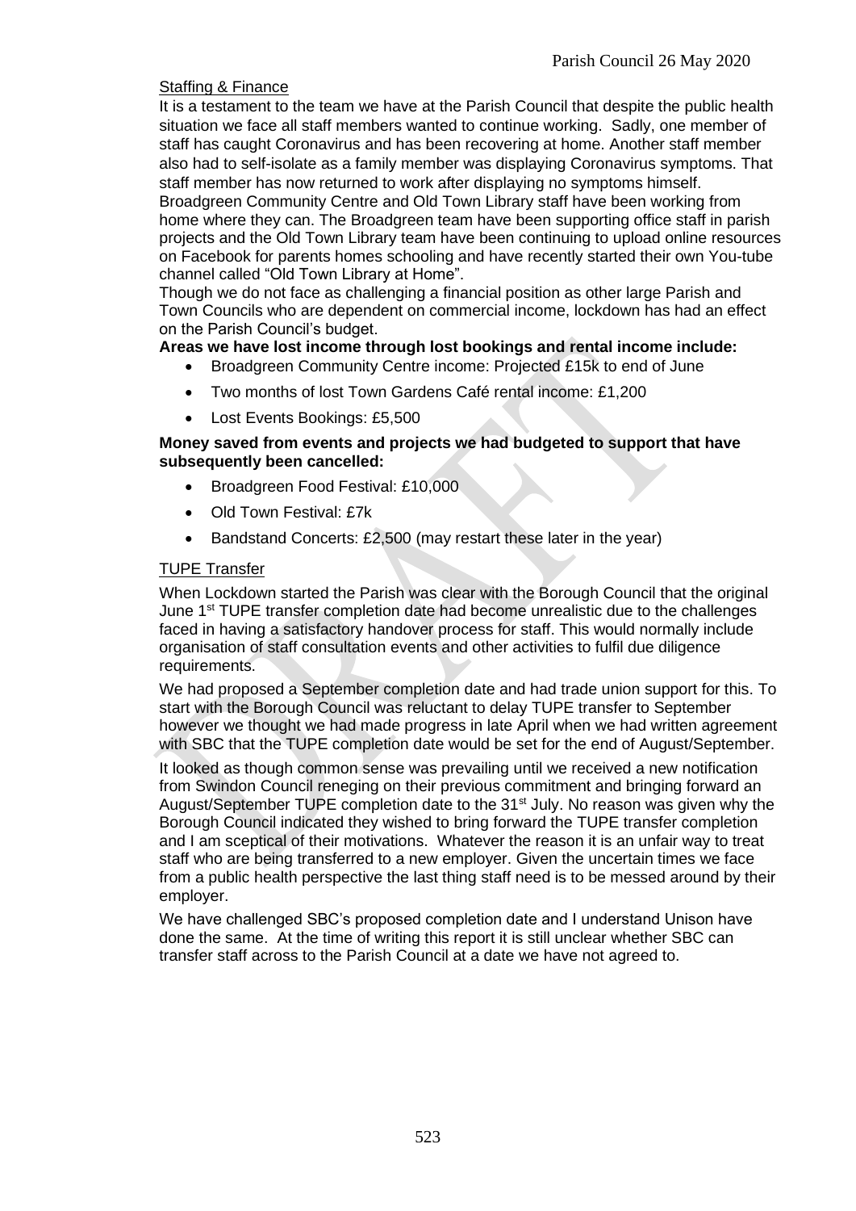Staffing & Finance

It is a testament to the team we have at the Parish Council that despite the public health situation we face all staff members wanted to continue working. Sadly, one member of staff has caught Coronavirus and has been recovering at home. Another staff member also had to self-isolate as a family member was displaying Coronavirus symptoms. That staff member has now returned to work after displaying no symptoms himself. Broadgreen Community Centre and Old Town Library staff have been working from home where they can. The Broadgreen team have been supporting office staff in parish projects and the Old Town Library team have been continuing to upload online resources on Facebook for parents homes schooling and have recently started their own You-tube channel called "Old Town Library at Home".

Though we do not face as challenging a financial position as other large Parish and Town Councils who are dependent on commercial income, lockdown has had an effect on the Parish Council's budget.

**Areas we have lost income through lost bookings and rental income include:**

- Broadgreen Community Centre income: Projected £15k to end of June
- Two months of lost Town Gardens Café rental income: £1,200
- Lost Events Bookings: £5,500

**Money saved from events and projects we had budgeted to support that have subsequently been cancelled:**

- Broadgreen Food Festival: £10,000
- Old Town Festival: £7k
- Bandstand Concerts: £2,500 (may restart these later in the year)

TUPE Transfer

When Lockdown started the Parish was clear with the Borough Council that the original June 1st TUPE transfer completion date had become unrealistic due to the challenges faced in having a satisfactory handover process for staff. This would normally include organisation of staff consultation events and other activities to fulfil due diligence requirements.

We had proposed a September completion date and had trade union support for this. To start with the Borough Council was reluctant to delay TUPE transfer to September however we thought we had made progress in late April when we had written agreement with SBC that the TUPE completion date would be set for the end of August/September.

It looked as though common sense was prevailing until we received a new notification from Swindon Council reneging on their previous commitment and bringing forward an August/September TUPE completion date to the 31st July. No reason was given why the Borough Council indicated they wished to bring forward the TUPE transfer completion and I am sceptical of their motivations. Whatever the reason it is an unfair way to treat staff who are being transferred to a new employer. Given the uncertain times we face from a public health perspective the last thing staff need is to be messed around by their employer.

We have challenged SBC's proposed completion date and I understand Unison have done the same. At the time of writing this report it is still unclear whether SBC can transfer staff across to the Parish Council at a date we have not agreed to.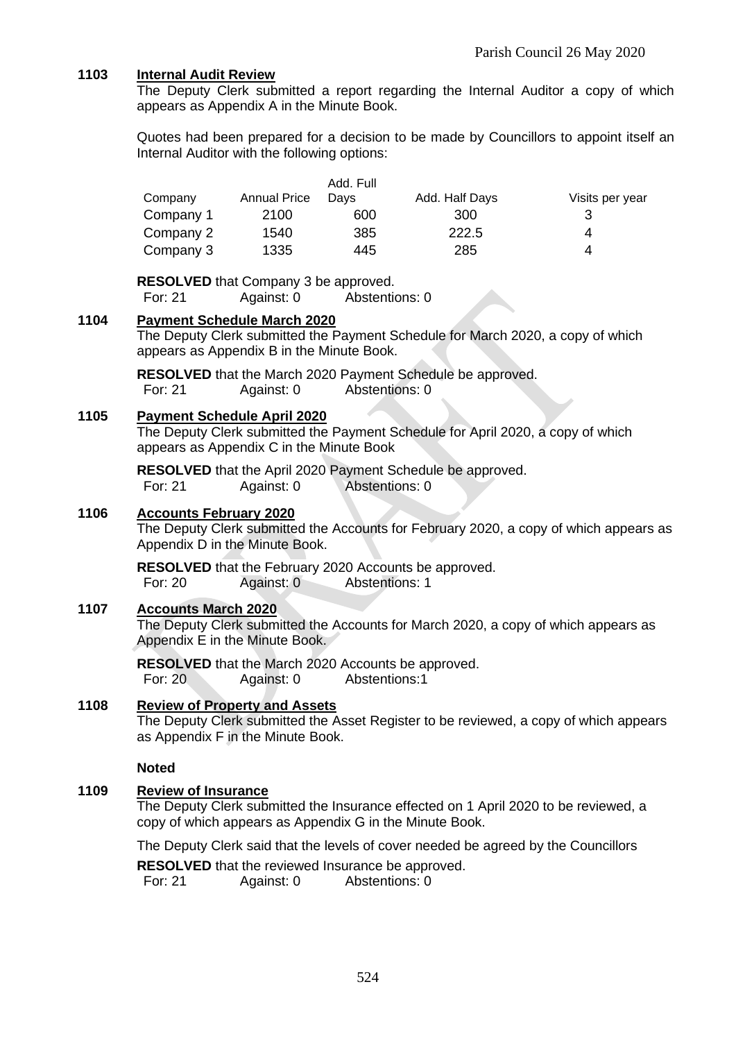## 1103 Internal Audit Review

The Deputy Clerk submitted a report regarding the Internal Auditor a copy of which appears as Appendix A in the Minute Book.

Quotes had been prepared for a decision to be made by Councillors to appoint itself an Internal Auditor with the following options:

| Company | Annual Price | Add. Full Days | Add. Half Days | Visits per year |
|---|---|---|---|---|
| Company 1 | 2100 | 600 | 300 | 3 |
| Company 2 | 1540 | 385 | 222.5 | 4 |
| Company 3 | 1335 | 445 | 285 | 4 |

**RESOLVED** that Company 3 be approved.
For: 21 Against: 0 Abstentions: 0

## 1104 Payment Schedule March 2020

The Deputy Clerk submitted the Payment Schedule for March 2020, a copy of which appears as Appendix B in the Minute Book.

**RESOLVED** that the March 2020 Payment Schedule be approved.
For: 21 Against: 0 Abstentions: 0

## 1105 Payment Schedule April 2020

The Deputy Clerk submitted the Payment Schedule for April 2020, a copy of which appears as Appendix C in the Minute Book

**RESOLVED** that the April 2020 Payment Schedule be approved.
For: 21 Against: 0 Abstentions: 0

## 1106 Accounts February 2020

The Deputy Clerk submitted the Accounts for February 2020, a copy of which appears as Appendix D in the Minute Book.

**RESOLVED** that the February 2020 Accounts be approved.
For: 20 Against: 0 Abstentions: 1

## 1107 Accounts March 2020

The Deputy Clerk submitted the Accounts for March 2020, a copy of which appears as Appendix E in the Minute Book.

**RESOLVED** that the March 2020 Accounts be approved.
For: 20 Against: 0 Abstentions:1

## 1108 Review of Property and Assets

The Deputy Clerk submitted the Asset Register to be reviewed, a copy of which appears as Appendix F in the Minute Book.

**Noted**

## 1109 Review of Insurance

The Deputy Clerk submitted the Insurance effected on 1 April 2020 to be reviewed, a copy of which appears as Appendix G in the Minute Book.

The Deputy Clerk said that the levels of cover needed be agreed by the Councillors

**RESOLVED** that the reviewed Insurance be approved.
For: 21 Against: 0 Abstentions: 0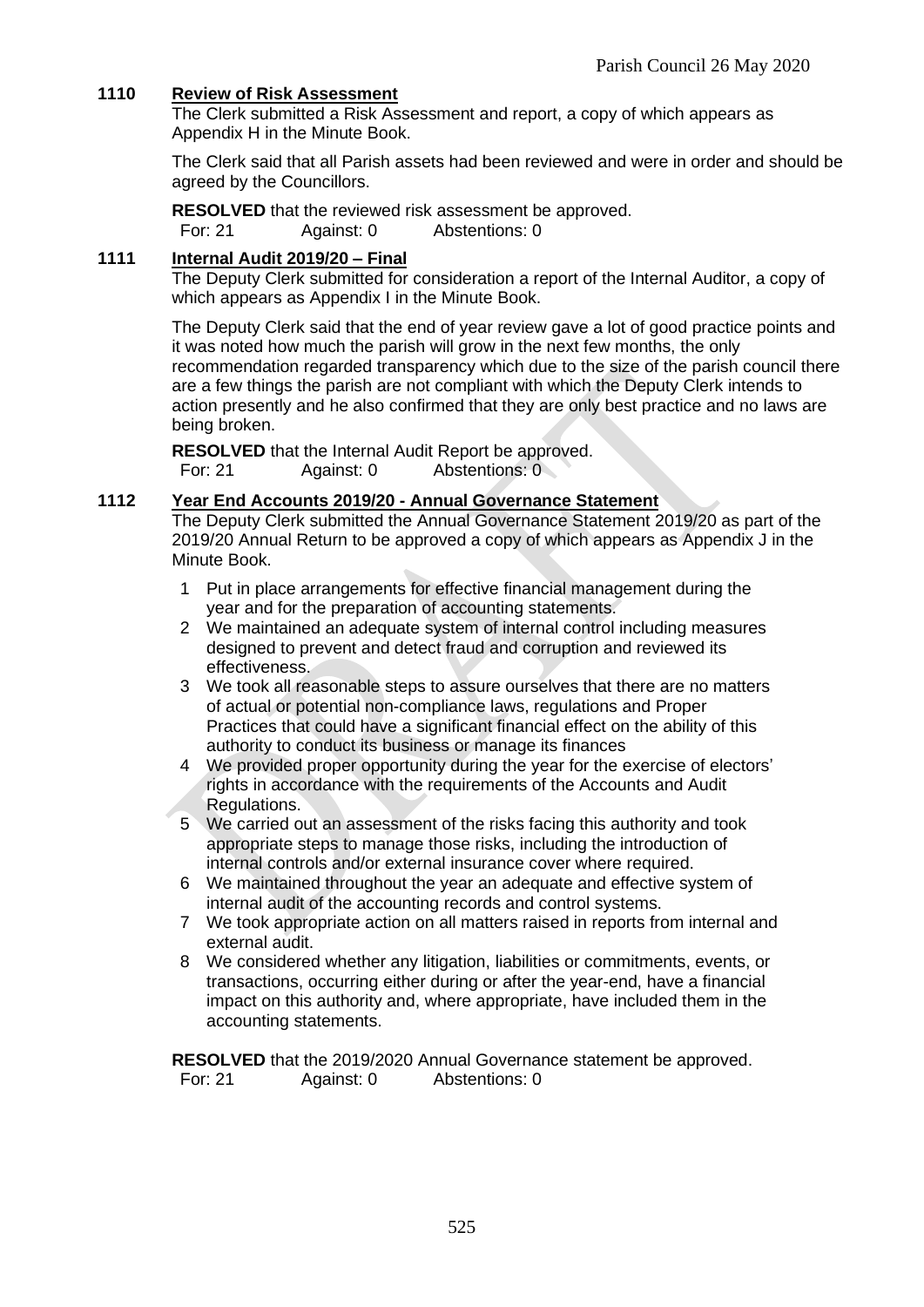## 1110 Review of Risk Assessment

The Clerk submitted a Risk Assessment and report, a copy of which appears as Appendix H in the Minute Book.

The Clerk said that all Parish assets had been reviewed and were in order and should be agreed by the Councillors.

**RESOLVED** that the reviewed risk assessment be approved.
For: 21 Against: 0 Abstentions: 0

## 1111 Internal Audit 2019/20 – Final

The Deputy Clerk submitted for consideration a report of the Internal Auditor, a copy of which appears as Appendix I in the Minute Book.

The Deputy Clerk said that the end of year review gave a lot of good practice points and it was noted how much the parish will grow in the next few months, the only recommendation regarded transparency which due to the size of the parish council there are a few things the parish are not compliant with which the Deputy Clerk intends to action presently and he also confirmed that they are only best practice and no laws are being broken.

**RESOLVED** that the Internal Audit Report be approved.
For: 21 Against: 0 Abstentions: 0

## 1112 Year End Accounts 2019/20 - Annual Governance Statement

The Deputy Clerk submitted the Annual Governance Statement 2019/20 as part of the 2019/20 Annual Return to be approved a copy of which appears as Appendix J in the Minute Book.

1. Put in place arrangements for effective financial management during the year and for the preparation of accounting statements.
2. We maintained an adequate system of internal control including measures designed to prevent and detect fraud and corruption and reviewed its effectiveness.
3. We took all reasonable steps to assure ourselves that there are no matters of actual or potential non-compliance laws, regulations and Proper Practices that could have a significant financial effect on the ability of this authority to conduct its business or manage its finances
4. We provided proper opportunity during the year for the exercise of electors' rights in accordance with the requirements of the Accounts and Audit Regulations.
5. We carried out an assessment of the risks facing this authority and took appropriate steps to manage those risks, including the introduction of internal controls and/or external insurance cover where required.
6. We maintained throughout the year an adequate and effective system of internal audit of the accounting records and control systems.
7. We took appropriate action on all matters raised in reports from internal and external audit.
8. We considered whether any litigation, liabilities or commitments, events, or transactions, occurring either during or after the year-end, have a financial impact on this authority and, where appropriate, have included them in the accounting statements.

**RESOLVED** that the 2019/2020 Annual Governance statement be approved.
For: 21 Against: 0 Abstentions: 0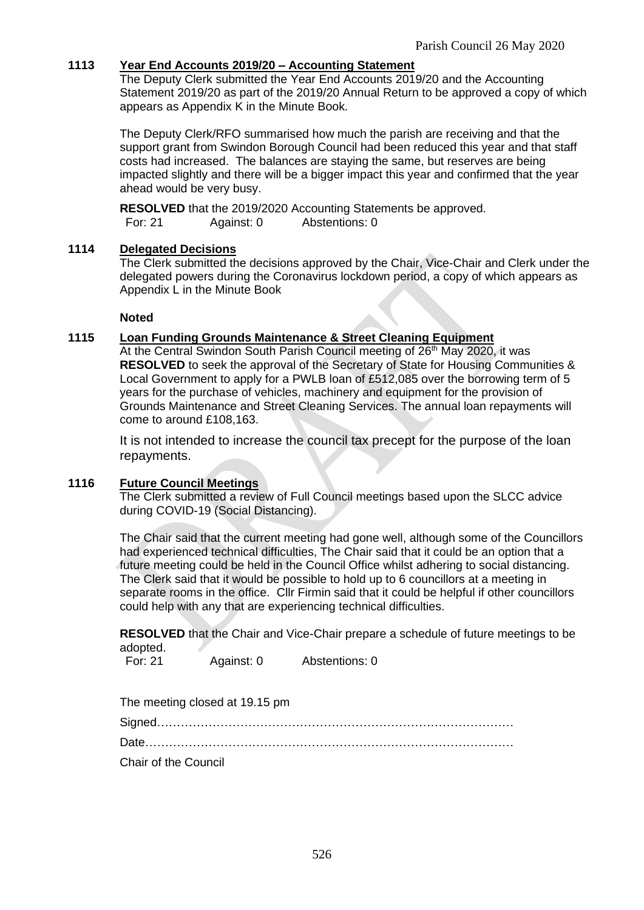**1113 Year End Accounts 2019/20 – Accounting Statement**

The Deputy Clerk submitted the Year End Accounts 2019/20 and the Accounting Statement 2019/20 as part of the 2019/20 Annual Return to be approved a copy of which appears as Appendix K in the Minute Book.

The Deputy Clerk/RFO summarised how much the parish are receiving and that the support grant from Swindon Borough Council had been reduced this year and that staff costs had increased. The balances are staying the same, but reserves are being impacted slightly and there will be a bigger impact this year and confirmed that the year ahead would be very busy.

**RESOLVED** that the 2019/2020 Accounting Statements be approved.

For: 21 Against: 0 Abstentions: 0

**1114 Delegated Decisions**

The Clerk submitted the decisions approved by the Chair, Vice-Chair and Clerk under the delegated powers during the Coronavirus lockdown period, a copy of which appears as Appendix L in the Minute Book

**Noted**

**1115 Loan Funding Grounds Maintenance & Street Cleaning Equipment**

At the Central Swindon South Parish Council meeting of 26th May 2020, it was **RESOLVED** to seek the approval of the Secretary of State for Housing Communities & Local Government to apply for a PWLB loan of £512,085 over the borrowing term of 5 years for the purchase of vehicles, machinery and equipment for the provision of Grounds Maintenance and Street Cleaning Services. The annual loan repayments will come to around £108,163.

It is not intended to increase the council tax precept for the purpose of the loan repayments.

**1116 Future Council Meetings**

The Clerk submitted a review of Full Council meetings based upon the SLCC advice during COVID-19 (Social Distancing).

The Chair said that the current meeting had gone well, although some of the Councillors had experienced technical difficulties, The Chair said that it could be an option that a future meeting could be held in the Council Office whilst adhering to social distancing. The Clerk said that it would be possible to hold up to 6 councillors at a meeting in separate rooms in the office. Cllr Firmin said that it could be helpful if other councillors could help with any that are experiencing technical difficulties.

**RESOLVED** that the Chair and Vice-Chair prepare a schedule of future meetings to be adopted.

For: 21 Against: 0 Abstentions: 0

The meeting closed at 19.15 pm

Signed…………………………………………………………………………

Date……………………………………………………………………………

Chair of the Council